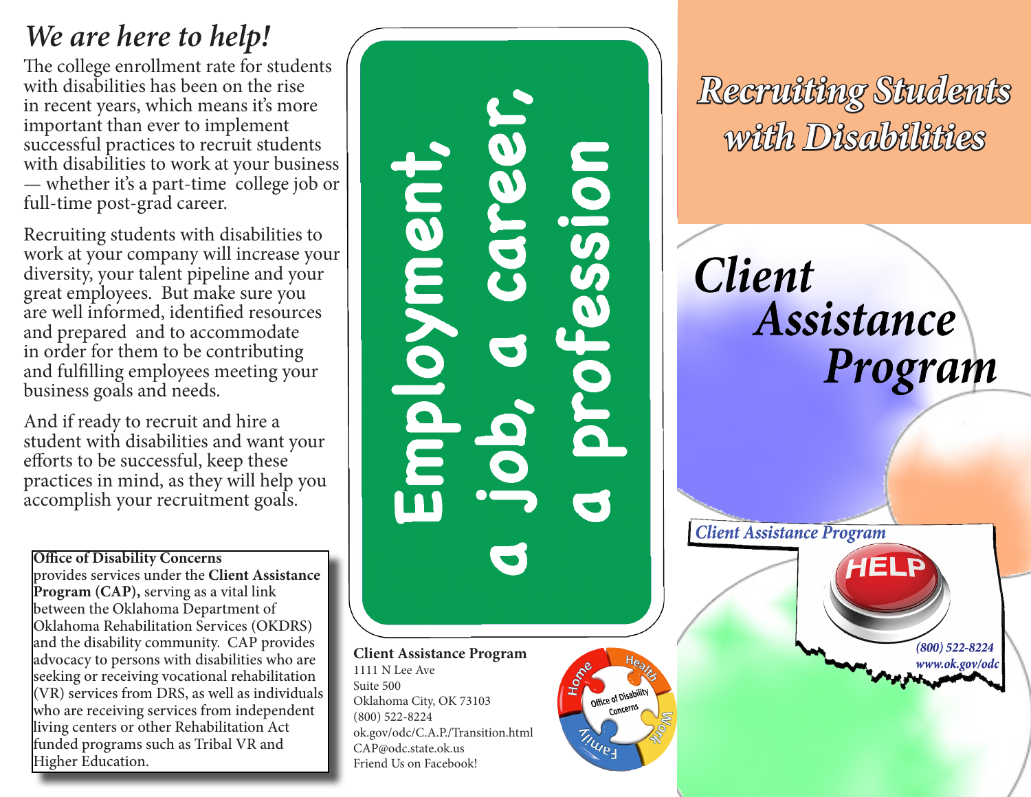# We are here to help!

The college enrollment rate for students with disabilities has been on the rise in recent years, which means it's more important than ever to implement successful practices to recruit students with disabilities to work at your business — whether it's a part-time college job or full-time post-grad career.

Recruiting students with disabilities to work at your company will increase your diversity, your talent pipeline and your great employees. But make sure you are well informed, identified resources and prepared and to accommodate in order for them to be contributing and fulfilling employees meeting your business goals and needs.

And if ready to recruit and hire a student with disabilities and want your efforts to be successful, keep these practices in mind, as they will help you accomplish your recruitment goals.

**Office of Disability Concerns** provides services under the **Client Assistance Program (CAP),** serving as a vital link between the Oklahoma Department of Oklahoma Rehabilitation Services (OKDRS) and the disability community. CAP provides advocacy to persons with disabilities who are seeking or receiving vocational rehabilitation (VR) services from DRS, as well as individuals who are receiving services from independent living centers or other Rehabilitation Act funded programs such as Tribal VR and Higher Education.

**Employment, a job, a career, a profession**

**Client Assistance Program**
1111 N Lee Ave
Suite 500
Oklahoma City, OK 73103
(800) 522-8224
ok.gov/odc/C.A.P./Transition.html
CAP@odc.state.ok.us
Friend Us on Facebook!

Home · Health · Work · Family — Office of Disability Concerns

# Recruiting Students with Disabilities

## Client Assistance Program

*Client Assistance Program*

HELP

*(800) 522-8224*
*www.ok.gov/odc*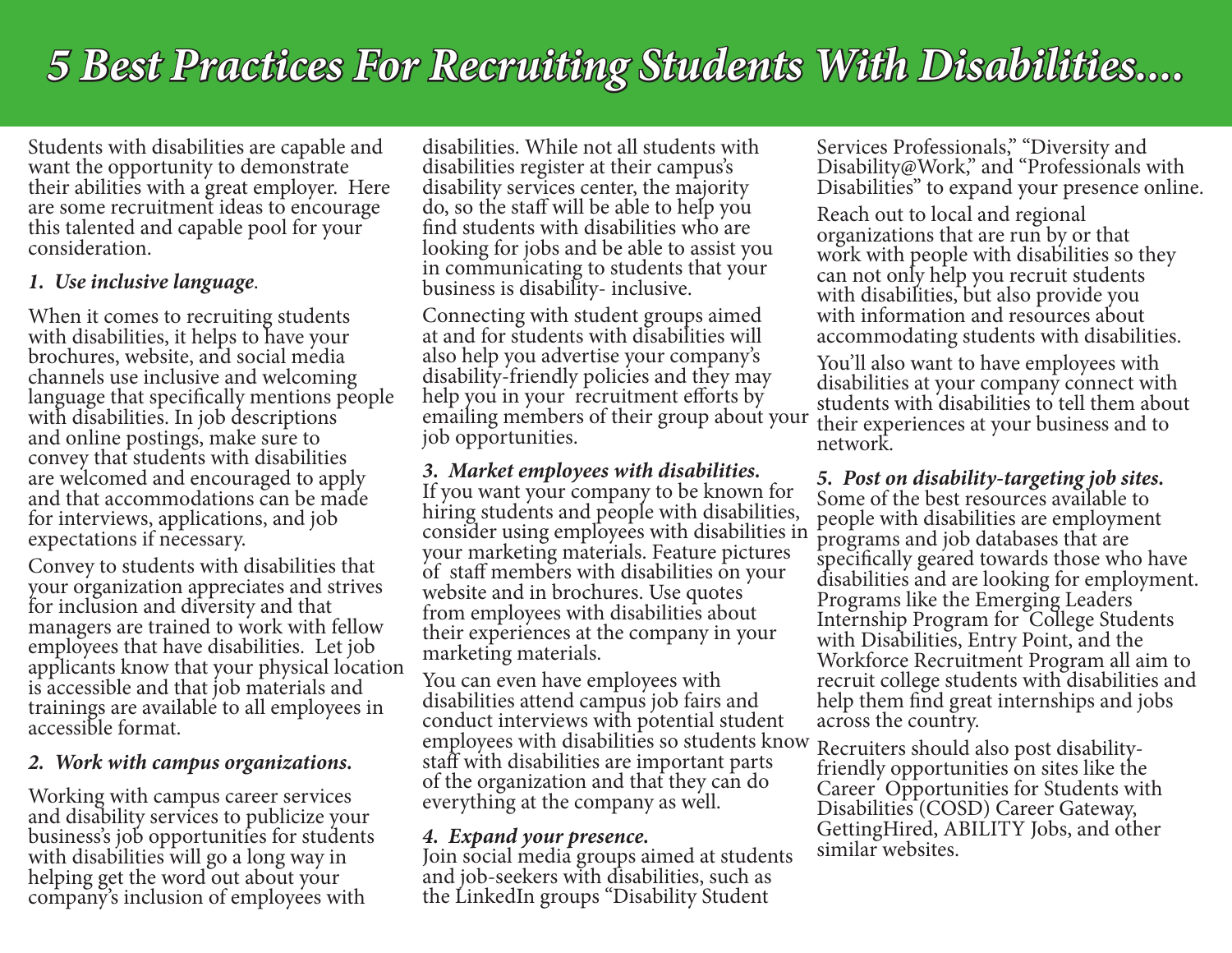# 5 Best Practices For Recruiting Students With Disabilities....

Students with disabilities are capable and want the opportunity to demonstrate their abilities with a great employer. Here are some recruitment ideas to encourage this talented and capable pool for your consideration.

***1. Use inclusive language.***

When it comes to recruiting students with disabilities, it helps to have your brochures, website, and social media channels use inclusive and welcoming language that specifically mentions people with disabilities. In job descriptions and online postings, make sure to convey that students with disabilities are welcomed and encouraged to apply and that accommodations can be made for interviews, applications, and job expectations if necessary.

Convey to students with disabilities that your organization appreciates and strives for inclusion and diversity and that managers are trained to work with fellow employees that have disabilities. Let job applicants know that your physical location is accessible and that job materials and trainings are available to all employees in accessible format.

***2. Work with campus organizations.***

Working with campus career services and disability services to publicize your business's job opportunities for students with disabilities will go a long way in helping get the word out about your company's inclusion of employees with disabilities. While not all students with disabilities register at their campus's disability services center, the majority do, so the staff will be able to help you find students with disabilities who are looking for jobs and be able to assist you in communicating to students that your business is disability- inclusive.

Connecting with student groups aimed at and for students with disabilities will also help you advertise your company's disability-friendly policies and they may help you in your recruitment efforts by emailing members of their group about your job opportunities.

***3. Market employees with disabilities.***

If you want your company to be known for hiring students and people with disabilities, consider using employees with disabilities in your marketing materials. Feature pictures of staff members with disabilities on your website and in brochures. Use quotes from employees with disabilities about their experiences at the company in your marketing materials.

You can even have employees with disabilities attend campus job fairs and conduct interviews with potential student employees with disabilities so students know staff with disabilities are important parts of the organization and that they can do everything at the company as well.

***4. Expand your presence.***

Join social media groups aimed at students and job-seekers with disabilities, such as the LinkedIn groups "Disability Student Services Professionals," "Diversity and Disability@Work," and "Professionals with Disabilities" to expand your presence online.

Reach out to local and regional organizations that are run by or that work with people with disabilities so they can not only help you recruit students with disabilities, but also provide you with information and resources about accommodating students with disabilities.

You'll also want to have employees with disabilities at your company connect with students with disabilities to tell them about their experiences at your business and to network.

***5. Post on disability-targeting job sites.***

Some of the best resources available to people with disabilities are employment programs and job databases that are specifically geared towards those who have disabilities and are looking for employment. Programs like the Emerging Leaders Internship Program for College Students with Disabilities, Entry Point, and the Workforce Recruitment Program all aim to recruit college students with disabilities and help them find great internships and jobs across the country.

Recruiters should also post disability-friendly opportunities on sites like the Career Opportunities for Students with Disabilities (COSD) Career Gateway, GettingHired, ABILITY Jobs, and other similar websites.